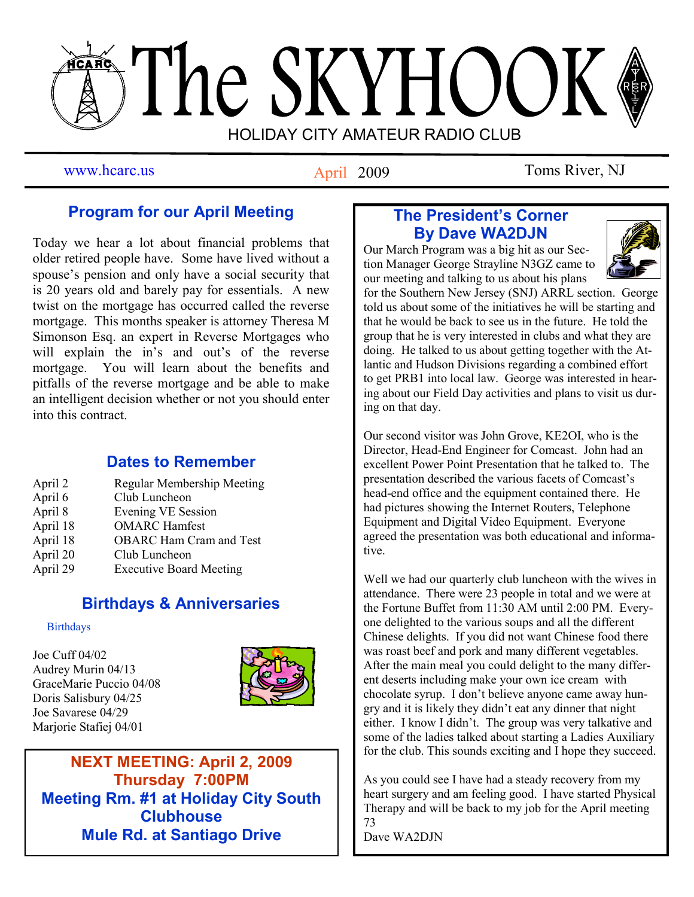# The SKYHOOK

HOLIDAY CITY AMATEUR RADIO CLUB

www.hcarc.us | April 2009 | Toms River, NJ

## Program for our April Meeting

Today we hear a lot about financial problems that older retired people have. Some have lived without a spouse's pension and only have a social security that is 20 years old and barely pay for essentials. A new twist on the mortgage has occurred called the reverse mortgage. This months speaker is attorney Theresa M Simonson Esq. an expert in Reverse Mortgages who will explain the in's and out's of the reverse mortgage. You will learn about the benefits and pitfalls of the reverse mortgage and be able to make an intelligent decision whether or not you should enter into this contract.

## Dates to Remember

| | |
|---|---|
| April 2 | Regular Membership Meeting |
| April 6 | Club Luncheon |
| April 8 | Evening VE Session |
| April 18 | OMARC Hamfest |
| April 18 | OBARC Ham Cram and Test |
| April 20 | Club Luncheon |
| April 29 | Executive Board Meeting |

## Birthdays & Anniversaries

Birthdays

Joe Cuff 04/02
Audrey Murin 04/13
GraceMarie Puccio 04/08
Doris Salisbury 04/25
Joe Savarese 04/29
Marjorie Stafiej 04/01

**NEXT MEETING: April 2, 2009**
**Thursday 7:00PM**
**Meeting Rm. #1 at Holiday City South Clubhouse**
**Mule Rd. at Santiago Drive**

## The President's Corner
## By Dave WA2DJN

Our March Program was a big hit as our Section Manager George Strayline N3GZ came to our meeting and talking to us about his plans for the Southern New Jersey (SNJ) ARRL section. George told us about some of the initiatives he will be starting and that he would be back to see us in the future. He told the group that he is very interested in clubs and what they are doing. He talked to us about getting together with the Atlantic and Hudson Divisions regarding a combined effort to get PRB1 into local law. George was interested in hearing about our Field Day activities and plans to visit us during on that day.

Our second visitor was John Grove, KE2OI, who is the Director, Head-End Engineer for Comcast. John had an excellent Power Point Presentation that he talked to. The presentation described the various facets of Comcast's head-end office and the equipment contained there. He had pictures showing the Internet Routers, Telephone Equipment and Digital Video Equipment. Everyone agreed the presentation was both educational and informative.

Well we had our quarterly club luncheon with the wives in attendance. There were 23 people in total and we were at the Fortune Buffet from 11:30 AM until 2:00 PM. Everyone delighted to the various soups and all the different Chinese delights. If you did not want Chinese food there was roast beef and pork and many different vegetables. After the main meal you could delight to the many different deserts including make your own ice cream with chocolate syrup. I don't believe anyone came away hungry and it is likely they didn't eat any dinner that night either. I know I didn't. The group was very talkative and some of the ladies talked about starting a Ladies Auxiliary for the club. This sounds exciting and I hope they succeed.

As you could see I have had a steady recovery from my heart surgery and am feeling good. I have started Physical Therapy and will be back to my job for the April meeting
73
Dave WA2DJN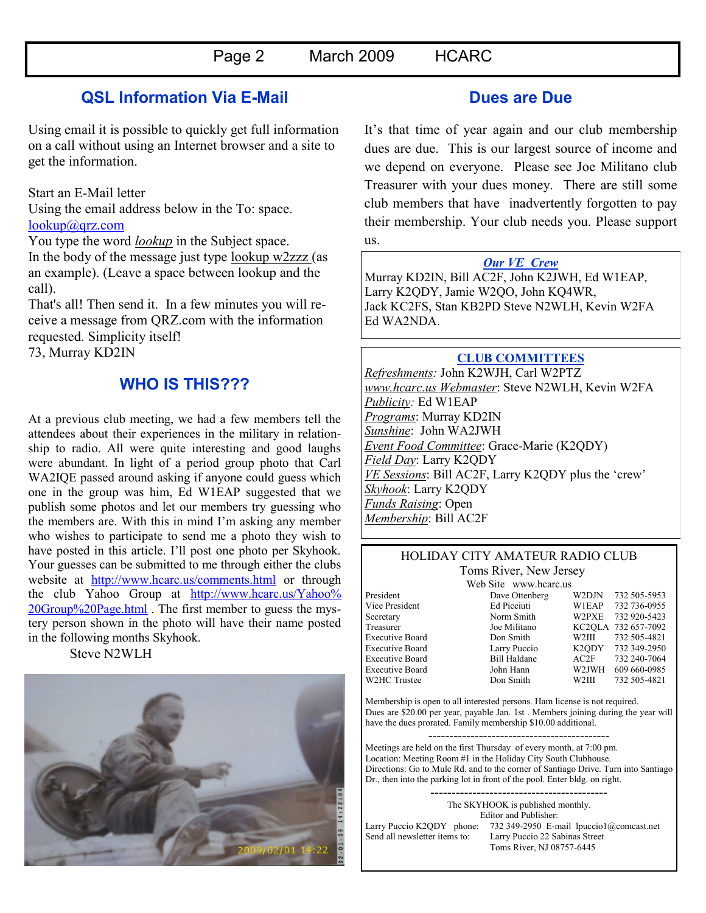## QSL Information Via E-Mail

Using email it is possible to quickly get full information on a call without using an Internet browser and a site to get the information.

Start an E-Mail letter
Using the email address below in the To: space.
lookup@qrz.com
You type the word *lookup* in the Subject space.
In the body of the message just type lookup w2zzz (as an example). (Leave a space between lookup and the call).
That's all! Then send it. In a few minutes you will receive a message from QRZ.com with the information requested. Simplicity itself!
73, Murray KD2IN

## WHO IS THIS???

At a previous club meeting, we had a few members tell the attendees about their experiences in the military in relationship to radio. All were quite interesting and good laughs were abundant. In light of a period group photo that Carl WA2IQE passed around asking if anyone could guess which one in the group was him, Ed W1EAP suggested that we publish some photos and let our members try guessing who the members are. With this in mind I'm asking any member who wishes to participate to send me a photo they wish to have posted in this article. I'll post one photo per Skyhook. Your guesses can be submitted to me through either the clubs website at http://www.hcarc.us/comments.html or through the club Yahoo Group at http://www.hcarc.us/Yahoo%20Group%20Page.html . The first member to guess the mystery person shown in the photo will have their name posted in the following months Skyhook.

Steve N2WLH

## Dues are Due

It's that time of year again and our club membership dues are due. This is our largest source of income and we depend on everyone. Please see Joe Militano club Treasurer with your dues money. There are still some club members that have inadvertently forgotten to pay their membership. Your club needs you. Please support us.

### *Our VE Crew*

Murray KD2IN, Bill AC2F, John K2JWH, Ed W1EAP, Larry K2QDY, Jamie W2QO, John KQ4WR, Jack KC2FS, Stan KB2PD Steve N2WLH, Kevin W2FA Ed WA2NDA.

### CLUB COMMITTEES

*Refreshments:* John K2WJH, Carl W2PTZ
*www.hcarc.us Webmaster*: Steve N2WLH, Kevin W2FA
*Publicity:* Ed W1EAP
*Programs*: Murray KD2IN
*Sunshine*: John WA2JWH
*Event Food Committee*: Grace-Marie (K2QDY)
*Field Day*: Larry K2QDY
*VE Sessions*: Bill AC2F, Larry K2QDY plus the 'crew'
*Skyhook*: Larry K2QDY
*Funds Raising*: Open
*Membership*: Bill AC2F

### HOLIDAY CITY AMATEUR RADIO CLUB

Toms River, New Jersey
Web Site www.hcarc.us

| | | | |
|---|---|---|---|
| President | Dave Ottenberg | W2DJN | 732 505-5953 |
| Vice President | Ed Picciuti | W1EAP | 732 736-0955 |
| Secretary | Norm Smith | W2PXE | 732 920-5423 |
| Treasurer | Joe Militano | KC2QLA | 732 657-7092 |
| Executive Board | Don Smith | W2III | 732 505-4821 |
| Executive Board | Larry Puccio | K2QDY | 732 349-2950 |
| Executive Board | Bill Haldane | AC2F | 732 240-7064 |
| Executive Board | John Hann | W2JWH | 609 660-0985 |
| W2HC Trustee | Don Smith | W2III | 732 505-4821 |

Membership is open to all interested persons. Ham license is not required. Dues are $20.00 per year, payable Jan. 1st . Members joining during the year will have the dues prorated. Family membership $10.00 additional.

Meetings are held on the first Thursday of every month, at 7:00 pm.
Location: Meeting Room #1 in the Holiday City South Clubhouse.
Directions: Go to Mule Rd. and to the corner of Santiago Drive. Turn into Santiago Dr., then into the parking lot in front of the pool. Enter bldg. on right.

The SKYHOOK is published monthly.
Editor and Publisher:
Larry Puccio K2QDY phone: 732 349-2950 E-mail lpuccio1@comcast.net
Send all newsletter items to: Larry Puccio 22 Sabinas Street
Toms River, NJ 08757-6445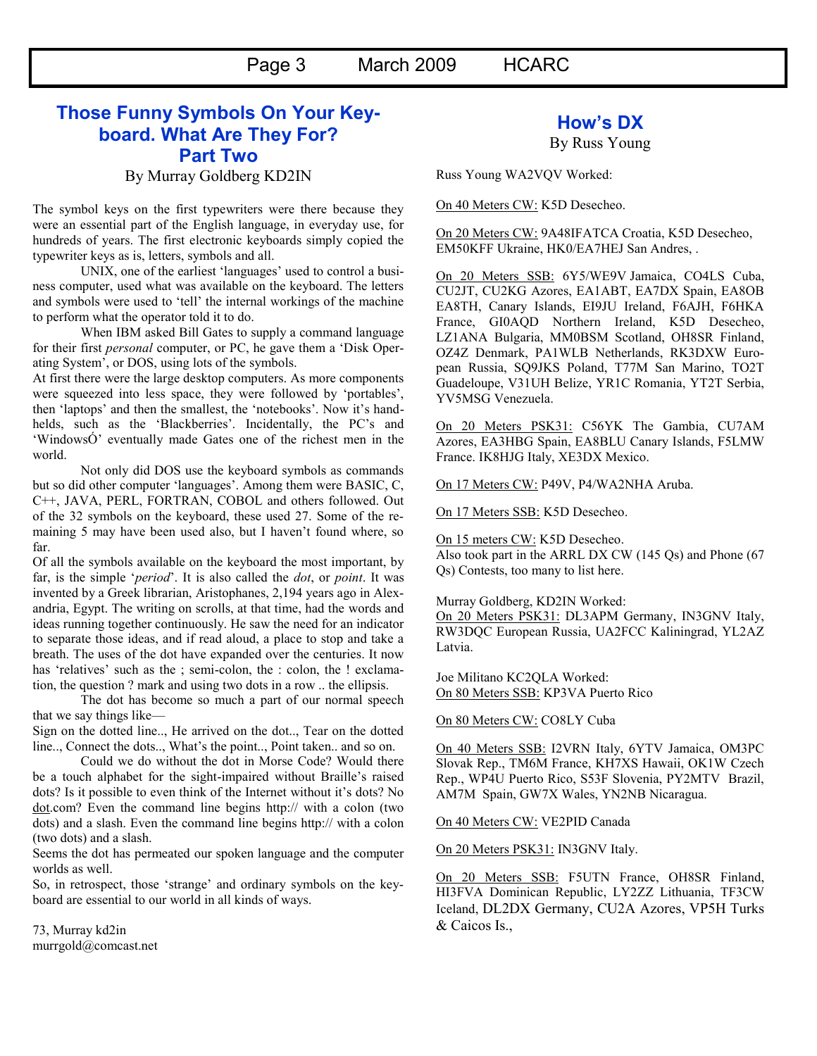## Those Funny Symbols On Your Keyboard. What Are They For? Part Two

By Murray Goldberg KD2IN

The symbol keys on the first typewriters were there because they were an essential part of the English language, in everyday use, for hundreds of years. The first electronic keyboards simply copied the typewriter keys as is, letters, symbols and all.

UNIX, one of the earliest 'languages' used to control a business computer, used what was available on the keyboard. The letters and symbols were used to 'tell' the internal workings of the machine to perform what the operator told it to do.

When IBM asked Bill Gates to supply a command language for their first *personal* computer, or PC, he gave them a 'Disk Operating System', or DOS, using lots of the symbols.

At first there were the large desktop computers. As more components were squeezed into less space, they were followed by 'portables', then 'laptops' and then the smallest, the 'notebooks'. Now it's handhelds, such as the 'Blackberries'. Incidentally, the PC's and 'WindowsÓ' eventually made Gates one of the richest men in the world.

Not only did DOS use the keyboard symbols as commands but so did other computer 'languages'. Among them were BASIC, C, C++, JAVA, PERL, FORTRAN, COBOL and others followed. Out of the 32 symbols on the keyboard, these used 27. Some of the remaining 5 may have been used also, but I haven't found where, so far.

Of all the symbols available on the keyboard the most important, by far, is the simple '*period*'. It is also called the *dot*, or *point*. It was invented by a Greek librarian, Aristophanes, 2,194 years ago in Alexandria, Egypt. The writing on scrolls, at that time, had the words and ideas running together continuously. He saw the need for an indicator to separate those ideas, and if read aloud, a place to stop and take a breath. The uses of the dot have expanded over the centuries. It now has 'relatives' such as the ; semi-colon, the : colon, the ! exclamation, the question ? mark and using two dots in a row .. the ellipsis.

The dot has become so much a part of our normal speech that we say things like—

Sign on the dotted line.., He arrived on the dot.., Tear on the dotted line.., Connect the dots.., What's the point.., Point taken.. and so on.

Could we do without the dot in Morse Code? Would there be a touch alphabet for the sight-impaired without Braille's raised dots? Is it possible to even think of the Internet without it's dots? No dot.com? Even the command line begins http:// with a colon (two dots) and a slash. Even the command line begins http:// with a colon (two dots) and a slash.

Seems the dot has permeated our spoken language and the computer worlds as well.

So, in retrospect, those 'strange' and ordinary symbols on the keyboard are essential to our world in all kinds of ways.

73, Murray kd2in
murrgold@comcast.net

## How's DX

By Russ Young

Russ Young WA2VQV Worked:

On 40 Meters CW: K5D Desecheo.

On 20 Meters CW: 9A48IFATCA Croatia, K5D Desecheo, EM50KFF Ukraine, HK0/EA7HEJ San Andres, .

On 20 Meters SSB: 6Y5/WE9V Jamaica, CO4LS Cuba, CU2JT, CU2KG Azores, EA1ABT, EA7DX Spain, EA8OB EA8TH, Canary Islands, EI9JU Ireland, F6AJH, F6HKA France, GI0AQD Northern Ireland, K5D Desecheo, LZ1ANA Bulgaria, MM0BSM Scotland, OH8SR Finland, OZ4Z Denmark, PA1WLB Netherlands, RK3DXW European Russia, SQ9JKS Poland, T77M San Marino, TO2T Guadeloupe, V31UH Belize, YR1C Romania, YT2T Serbia, YV5MSG Venezuela.

On 20 Meters PSK31: C56YK The Gambia, CU7AM Azores, EA3HBG Spain, EA8BLU Canary Islands, F5LMW France. IK8HJG Italy, XE3DX Mexico.

On 17 Meters CW: P49V, P4/WA2NHA Aruba.

On 17 Meters SSB: K5D Desecheo.

On 15 meters CW: K5D Desecheo.
Also took part in the ARRL DX CW (145 Qs) and Phone (67 Qs) Contests, too many to list here.

Murray Goldberg, KD2IN Worked:
On 20 Meters PSK31: DL3APM Germany, IN3GNV Italy, RW3DQC European Russia, UA2FCC Kaliningrad, YL2AZ Latvia.

Joe Militano KC2QLA Worked:
On 80 Meters SSB: KP3VA Puerto Rico

On 80 Meters CW: CO8LY Cuba

On 40 Meters SSB: I2VRN Italy, 6YTV Jamaica, OM3PC Slovak Rep., TM6M France, KH7XS Hawaii, OK1W Czech Rep., WP4U Puerto Rico, S53F Slovenia, PY2MTV Brazil, AM7M Spain, GW7X Wales, YN2NB Nicaragua.

On 40 Meters CW: VE2PID Canada

On 20 Meters PSK31: IN3GNV Italy.

On 20 Meters SSB: F5UTN France, OH8SR Finland, HI3FVA Dominican Republic, LY2ZZ Lithuania, TF3CW Iceland, DL2DX Germany, CU2A Azores, VP5H Turks & Caicos Is.,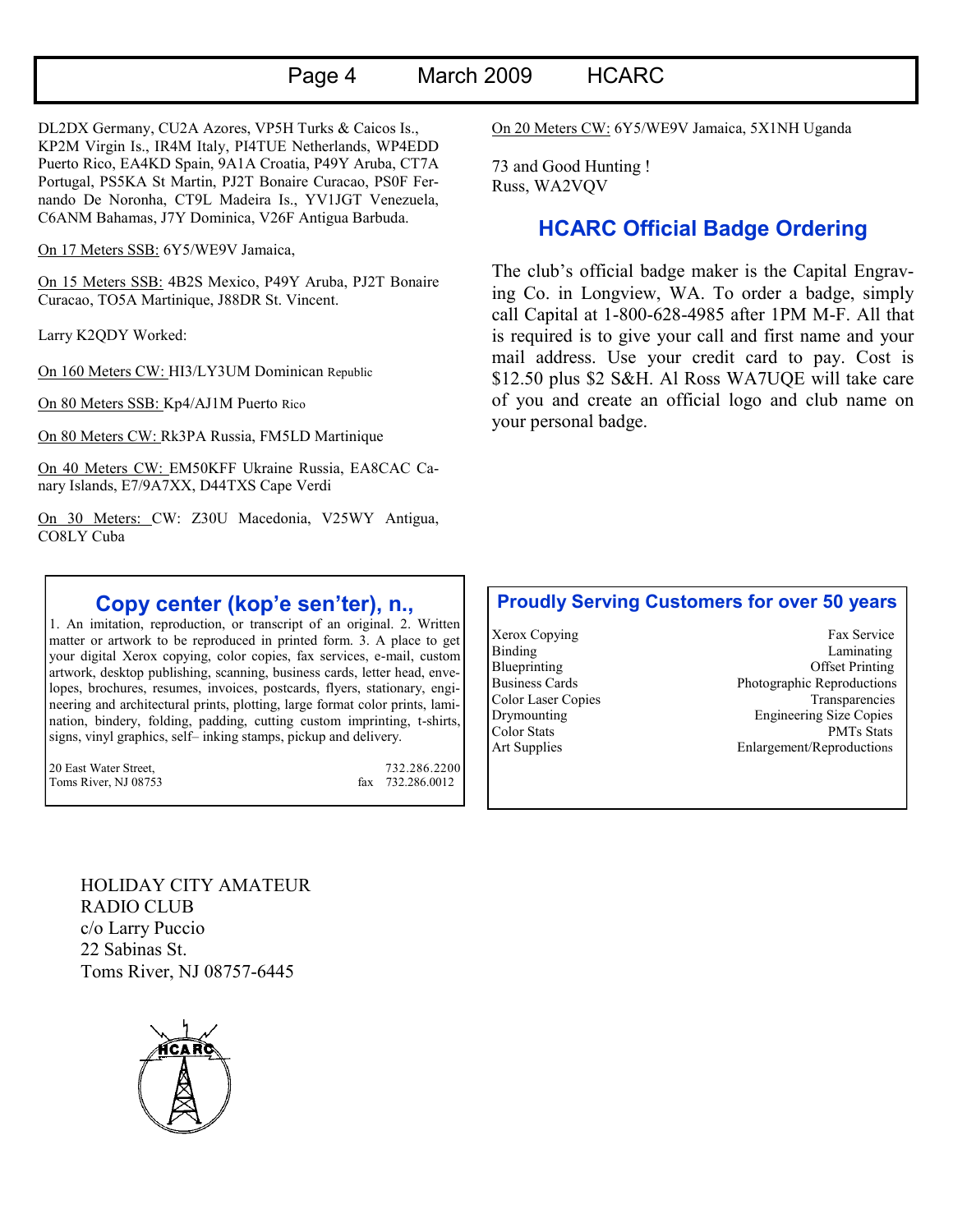DL2DX Germany, CU2A Azores, VP5H Turks & Caicos Is., KP2M Virgin Is., IR4M Italy, PI4TUE Netherlands, WP4EDD Puerto Rico, EA4KD Spain, 9A1A Croatia, P49Y Aruba, CT7A Portugal, PS5KA St Martin, PJ2T Bonaire Curacao, PS0F Fernando De Noronha, CT9L Madeira Is., YV1JGT Venezuela, C6ANM Bahamas, J7Y Dominica, V26F Antigua Barbuda.

On 17 Meters SSB: 6Y5/WE9V Jamaica,

On 15 Meters SSB: 4B2S Mexico, P49Y Aruba, PJ2T Bonaire Curacao, TO5A Martinique, J88DR St. Vincent.

Larry K2QDY Worked:

On 160 Meters CW: HI3/LY3UM Dominican Republic

On 80 Meters SSB: Kp4/AJ1M Puerto Rico

On 80 Meters CW: Rk3PA Russia, FM5LD Martinique

On 40 Meters CW: EM50KFF Ukraine Russia, EA8CAC Canary Islands, E7/9A7XX, D44TXS Cape Verdi

On 30 Meters: CW: Z30U Macedonia, V25WY Antigua, CO8LY Cuba

On 20 Meters CW: 6Y5/WE9V Jamaica, 5X1NH Uganda

73 and Good Hunting !
Russ, WA2VQV

## HCARC Official Badge Ordering

The club's official badge maker is the Capital Engraving Co. in Longview, WA. To order a badge, simply call Capital at 1-800-628-4985 after 1PM M-F. All that is required is to give your call and first name and your mail address. Use your credit card to pay. Cost is $12.50 plus $2 S&H. Al Ross WA7UQE will take care of you and create an official logo and club name on your personal badge.

### Copy center (kop'e sen'ter), n.,

1. An imitation, reproduction, or transcript of an original. 2. Written matter or artwork to be reproduced in printed form. 3. A place to get your digital Xerox copying, color copies, fax services, e-mail, custom artwork, desktop publishing, scanning, business cards, letter head, envelopes, brochures, resumes, invoices, postcards, flyers, stationary, engineering and architectural prints, plotting, large format color prints, lamination, bindery, folding, padding, cutting custom imprinting, t-shirts, signs, vinyl graphics, self– inking stamps, pickup and delivery.

20 East Water Street,
Toms River, NJ 08753

732.286.2200
fax 732.286.0012

### Proudly Serving Customers for over 50 years

| | |
|---|---|
| Xerox Copying | Fax Service |
| Binding | Laminating |
| Blueprinting | Offset Printing |
| Business Cards | Photographic Reproductions |
| Color Laser Copies | Transparencies |
| Drymounting | Engineering Size Copies |
| Color Stats | PMTs Stats |
| Art Supplies | Enlargement/Reproductions |

HOLIDAY CITY AMATEUR
RADIO CLUB
c/o Larry Puccio
22 Sabinas St.
Toms River, NJ 08757-6445

HCARC